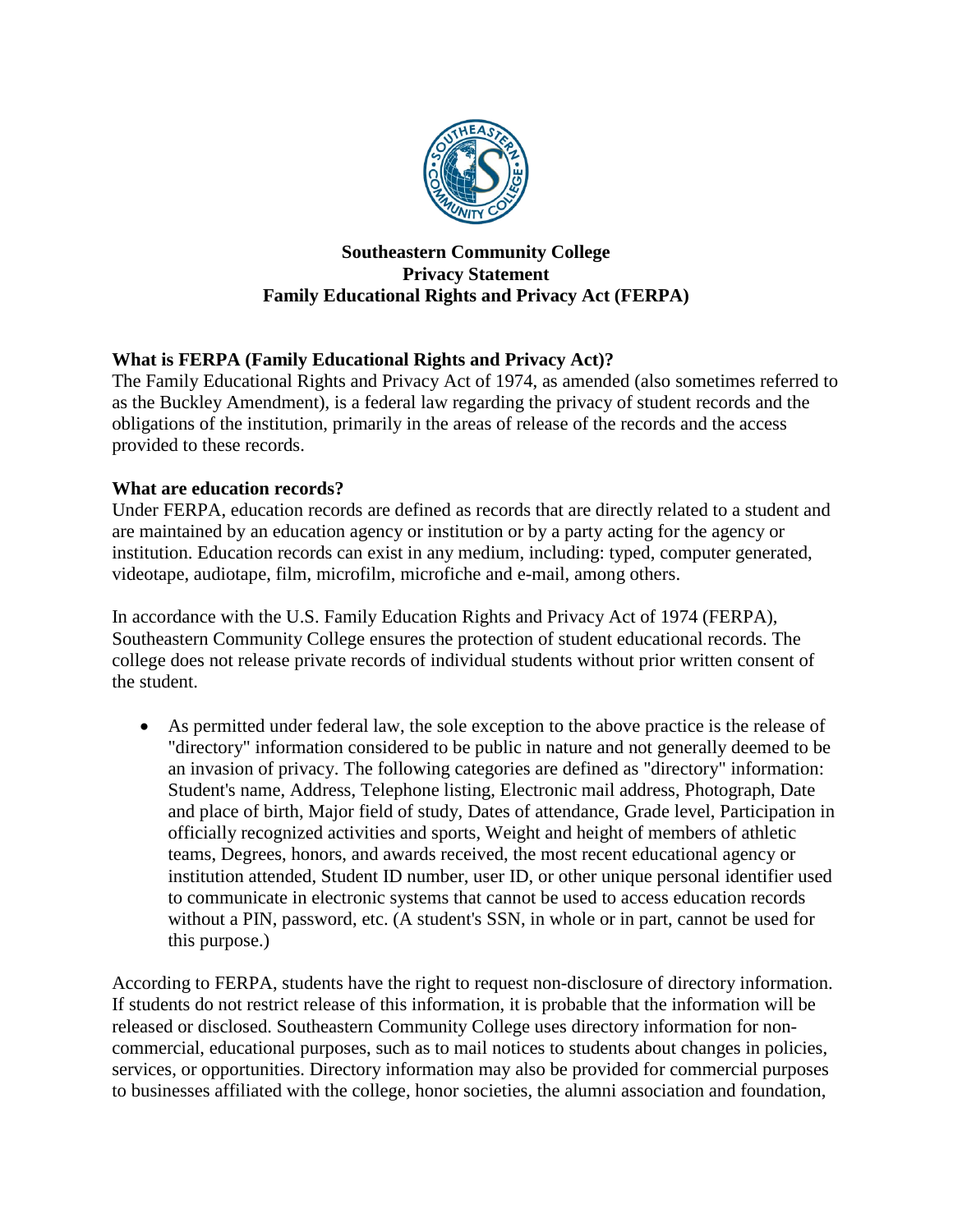# Southeastern Community College
## Privacy Statement
## Family Educational Rights and Privacy Act (FERPA)

### What is FERPA (Family Educational Rights and Privacy Act)?

The Family Educational Rights and Privacy Act of 1974, as amended (also sometimes referred to as the Buckley Amendment), is a federal law regarding the privacy of student records and the obligations of the institution, primarily in the areas of release of the records and the access provided to these records.

### What are education records?

Under FERPA, education records are defined as records that are directly related to a student and are maintained by an education agency or institution or by a party acting for the agency or institution. Education records can exist in any medium, including: typed, computer generated, videotape, audiotape, film, microfilm, microfiche and e-mail, among others.

In accordance with the U.S. Family Education Rights and Privacy Act of 1974 (FERPA), Southeastern Community College ensures the protection of student educational records. The college does not release private records of individual students without prior written consent of the student.

- As permitted under federal law, the sole exception to the above practice is the release of "directory" information considered to be public in nature and not generally deemed to be an invasion of privacy. The following categories are defined as "directory" information: Student's name, Address, Telephone listing, Electronic mail address, Photograph, Date and place of birth, Major field of study, Dates of attendance, Grade level, Participation in officially recognized activities and sports, Weight and height of members of athletic teams, Degrees, honors, and awards received, the most recent educational agency or institution attended, Student ID number, user ID, or other unique personal identifier used to communicate in electronic systems that cannot be used to access education records without a PIN, password, etc. (A student's SSN, in whole or in part, cannot be used for this purpose.)

According to FERPA, students have the right to request non-disclosure of directory information. If students do not restrict release of this information, it is probable that the information will be released or disclosed. Southeastern Community College uses directory information for non-commercial, educational purposes, such as to mail notices to students about changes in policies, services, or opportunities. Directory information may also be provided for commercial purposes to businesses affiliated with the college, honor societies, the alumni association and foundation,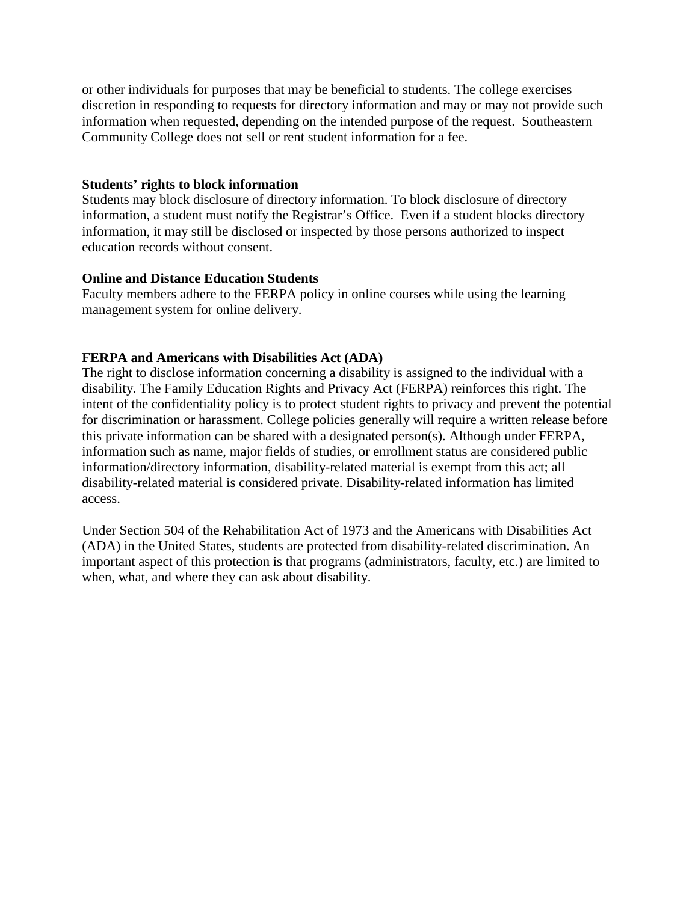or other individuals for purposes that may be beneficial to students. The college exercises discretion in responding to requests for directory information and may or may not provide such information when requested, depending on the intended purpose of the request. Southeastern Community College does not sell or rent student information for a fee.

**Students' rights to block information**

Students may block disclosure of directory information. To block disclosure of directory information, a student must notify the Registrar's Office. Even if a student blocks directory information, it may still be disclosed or inspected by those persons authorized to inspect education records without consent.

**Online and Distance Education Students**

Faculty members adhere to the FERPA policy in online courses while using the learning management system for online delivery.

**FERPA and Americans with Disabilities Act (ADA)**

The right to disclose information concerning a disability is assigned to the individual with a disability. The Family Education Rights and Privacy Act (FERPA) reinforces this right. The intent of the confidentiality policy is to protect student rights to privacy and prevent the potential for discrimination or harassment. College policies generally will require a written release before this private information can be shared with a designated person(s). Although under FERPA, information such as name, major fields of studies, or enrollment status are considered public information/directory information, disability-related material is exempt from this act; all disability-related material is considered private. Disability-related information has limited access.

Under Section 504 of the Rehabilitation Act of 1973 and the Americans with Disabilities Act (ADA) in the United States, students are protected from disability-related discrimination. An important aspect of this protection is that programs (administrators, faculty, etc.) are limited to when, what, and where they can ask about disability.